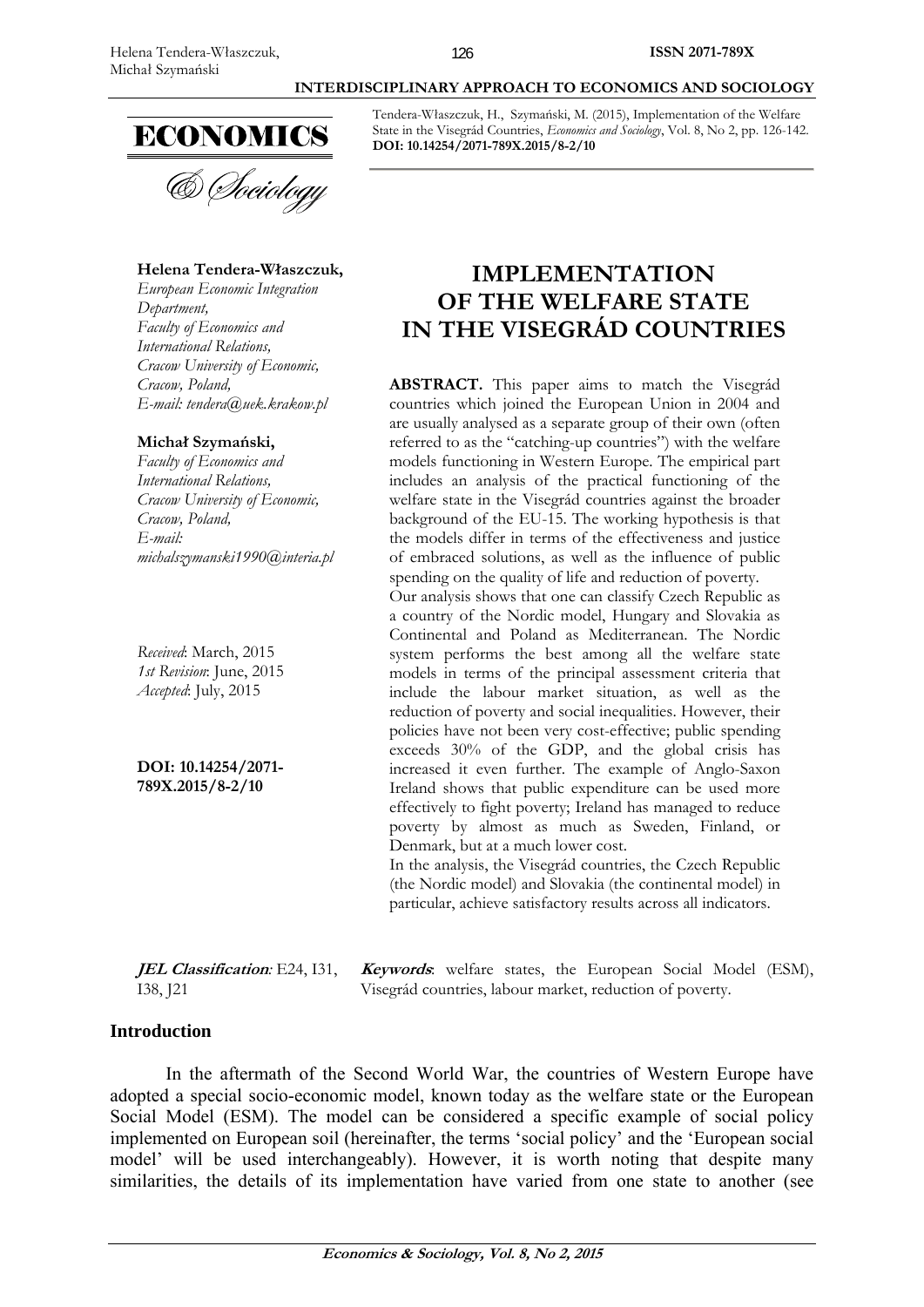Tendera-Właszczuk, H., Szymański, M. (2015), Implementation of the Welfare State in the Visegrád Countries, *Economics and Sociology*, Vol. 8, No 2, pp. 126-142. **DOI: 10.14254/2071-789X.2015/8-2/10**

**Helena Tendera-Właszczuk,**
*European Economic Integration Department,*
*Faculty of Economics and International Relations,*
*Cracow University of Economic, Cracow, Poland,*
*E-mail: tendera@uek.krakow.pl*

**Michał Szymański,**
*Faculty of Economics and International Relations,*
*Cracow University of Economic, Cracow, Poland,*
*E-mail: michalszymanski1990@interia.pl*

*Received*: March, 2015
*1st Revision*: June, 2015
*Accepted*: July, 2015

**DOI: 10.14254/2071-789X.2015/8-2/10**

# IMPLEMENTATION OF THE WELFARE STATE IN THE VISEGRÁD COUNTRIES

**ABSTRACT.** This paper aims to match the Visegrád countries which joined the European Union in 2004 and are usually analysed as a separate group of their own (often referred to as the "catching-up countries") with the welfare models functioning in Western Europe. The empirical part includes an analysis of the practical functioning of the welfare state in the Visegrád countries against the broader background of the EU-15. The working hypothesis is that the models differ in terms of the effectiveness and justice of embraced solutions, as well as the influence of public spending on the quality of life and reduction of poverty.

Our analysis shows that one can classify Czech Republic as a country of the Nordic model, Hungary and Slovakia as Continental and Poland as Mediterranean. The Nordic system performs the best among all the welfare state models in terms of the principal assessment criteria that include the labour market situation, as well as the reduction of poverty and social inequalities. However, their policies have not been very cost-effective; public spending exceeds 30% of the GDP, and the global crisis has increased it even further. The example of Anglo-Saxon Ireland shows that public expenditure can be used more effectively to fight poverty; Ireland has managed to reduce poverty by almost as much as Sweden, Finland, or Denmark, but at a much lower cost.

In the analysis, the Visegrád countries, the Czech Republic (the Nordic model) and Slovakia (the continental model) in particular, achieve satisfactory results across all indicators.

***JEL Classification**:* E24, I31, I38, J21

***Keywords***: welfare states, the European Social Model (ESM), Visegrád countries, labour market, reduction of poverty.

## Introduction

In the aftermath of the Second World War, the countries of Western Europe have adopted a special socio-economic model, known today as the welfare state or the European Social Model (ESM). The model can be considered a specific example of social policy implemented on European soil (hereinafter, the terms 'social policy' and the 'European social model' will be used interchangeably). However, it is worth noting that despite many similarities, the details of its implementation have varied from one state to another (see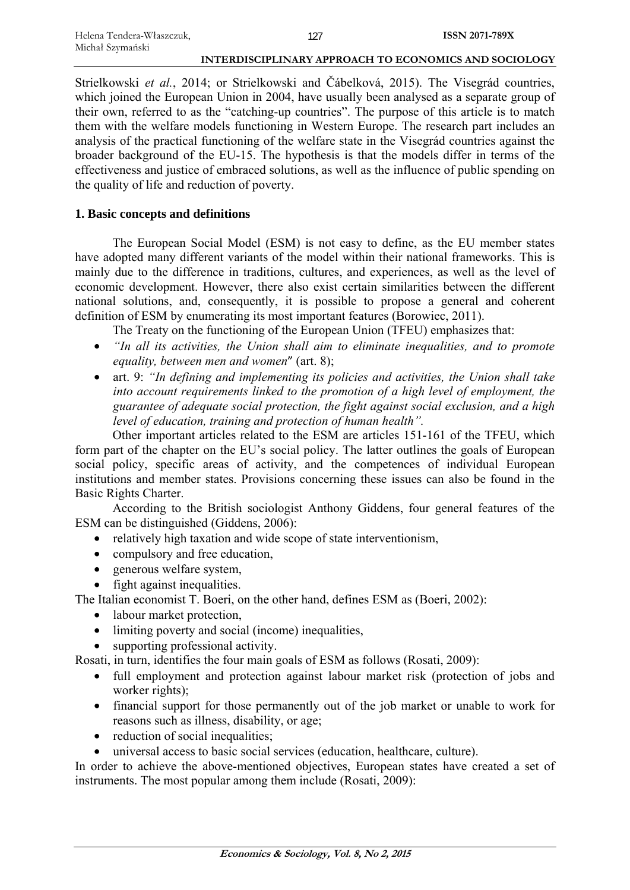Strielkowski *et al.*, 2014; or Strielkowski and Čábelková, 2015). The Visegrád countries, which joined the European Union in 2004, have usually been analysed as a separate group of their own, referred to as the "catching-up countries". The purpose of this article is to match them with the welfare models functioning in Western Europe. The research part includes an analysis of the practical functioning of the welfare state in the Visegrád countries against the broader background of the EU-15. The hypothesis is that the models differ in terms of the effectiveness and justice of embraced solutions, as well as the influence of public spending on the quality of life and reduction of poverty.

## 1. Basic concepts and definitions

The European Social Model (ESM) is not easy to define, as the EU member states have adopted many different variants of the model within their national frameworks. This is mainly due to the difference in traditions, cultures, and experiences, as well as the level of economic development. However, there also exist certain similarities between the different national solutions, and, consequently, it is possible to propose a general and coherent definition of ESM by enumerating its most important features (Borowiec, 2011).

The Treaty on the functioning of the European Union (TFEU) emphasizes that:

- *"In all its activities, the Union shall aim to eliminate inequalities, and to promote equality, between men and women"* (art. 8);
- art. 9: *"In defining and implementing its policies and activities, the Union shall take into account requirements linked to the promotion of a high level of employment, the guarantee of adequate social protection, the fight against social exclusion, and a high level of education, training and protection of human health".*

Other important articles related to the ESM are articles 151-161 of the TFEU, which form part of the chapter on the EU's social policy. The latter outlines the goals of European social policy, specific areas of activity, and the competences of individual European institutions and member states. Provisions concerning these issues can also be found in the Basic Rights Charter.

According to the British sociologist Anthony Giddens, four general features of the ESM can be distinguished (Giddens, 2006):

- relatively high taxation and wide scope of state interventionism,
- compulsory and free education,
- generous welfare system,
- fight against inequalities.

The Italian economist T. Boeri, on the other hand, defines ESM as (Boeri, 2002):

- labour market protection,
- limiting poverty and social (income) inequalities,
- supporting professional activity.

Rosati, in turn, identifies the four main goals of ESM as follows (Rosati, 2009):

- full employment and protection against labour market risk (protection of jobs and worker rights);
- financial support for those permanently out of the job market or unable to work for reasons such as illness, disability, or age;
- reduction of social inequalities;
- universal access to basic social services (education, healthcare, culture).

In order to achieve the above-mentioned objectives, European states have created a set of instruments. The most popular among them include (Rosati, 2009):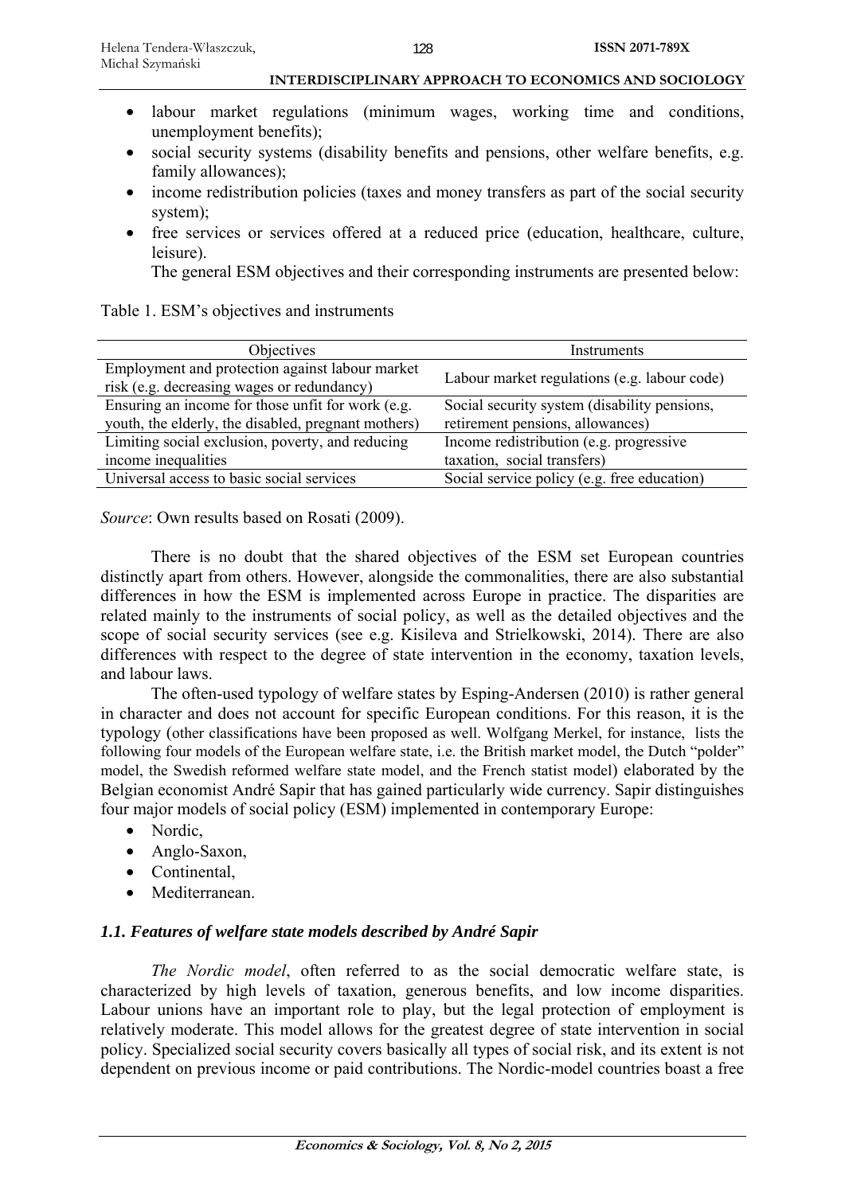- labour market regulations (minimum wages, working time and conditions, unemployment benefits);
- social security systems (disability benefits and pensions, other welfare benefits, e.g. family allowances);
- income redistribution policies (taxes and money transfers as part of the social security system);
- free services or services offered at a reduced price (education, healthcare, culture, leisure).

The general ESM objectives and their corresponding instruments are presented below:

Table 1. ESM's objectives and instruments

| Objectives | Instruments |
|---|---|
| Employment and protection against labour market risk (e.g. decreasing wages or redundancy) | Labour market regulations (e.g. labour code) |
| Ensuring an income for those unfit for work (e.g. youth, the elderly, the disabled, pregnant mothers) | Social security system (disability pensions, retirement pensions, allowances) |
| Limiting social exclusion, poverty, and reducing income inequalities | Income redistribution (e.g. progressive taxation, social transfers) |
| Universal access to basic social services | Social service policy (e.g. free education) |

*Source*: Own results based on Rosati (2009).

There is no doubt that the shared objectives of the ESM set European countries distinctly apart from others. However, alongside the commonalities, there are also substantial differences in how the ESM is implemented across Europe in practice. The disparities are related mainly to the instruments of social policy, as well as the detailed objectives and the scope of social security services (see e.g. Kisileva and Strielkowski, 2014). There are also differences with respect to the degree of state intervention in the economy, taxation levels, and labour laws.

The often-used typology of welfare states by Esping-Andersen (2010) is rather general in character and does not account for specific European conditions. For this reason, it is the typology (other classifications have been proposed as well. Wolfgang Merkel, for instance, lists the following four models of the European welfare state, i.e. the British market model, the Dutch "polder" model, the Swedish reformed welfare state model, and the French statist model) elaborated by the Belgian economist André Sapir that has gained particularly wide currency. Sapir distinguishes four major models of social policy (ESM) implemented in contemporary Europe:

- Nordic,
- Anglo-Saxon,
- Continental,
- Mediterranean.

### *1.1. Features of welfare state models described by André Sapir*

*The Nordic model*, often referred to as the social democratic welfare state, is characterized by high levels of taxation, generous benefits, and low income disparities. Labour unions have an important role to play, but the legal protection of employment is relatively moderate. This model allows for the greatest degree of state intervention in social policy. Specialized social security covers basically all types of social risk, and its extent is not dependent on previous income or paid contributions. The Nordic-model countries boast a free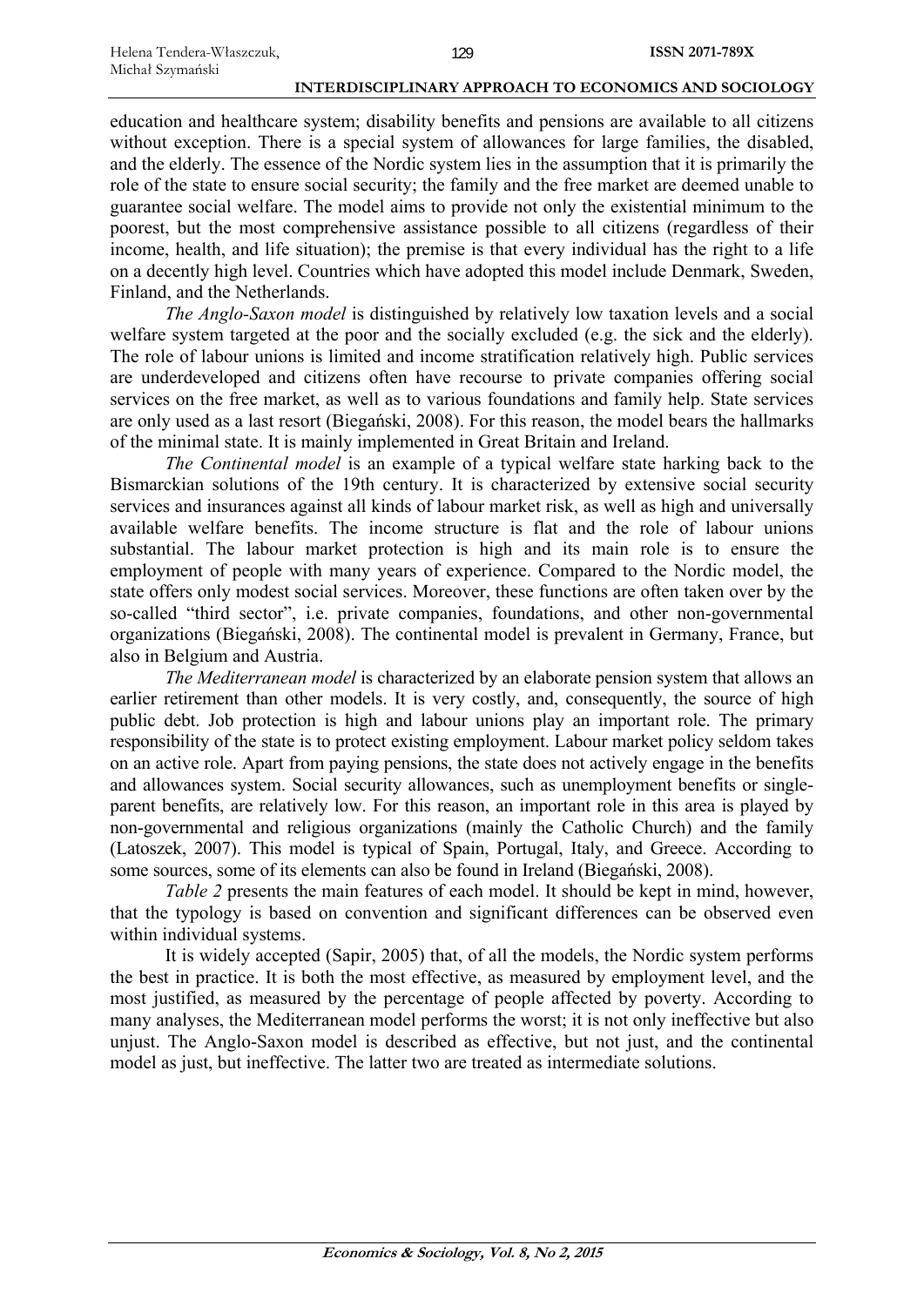education and healthcare system; disability benefits and pensions are available to all citizens without exception. There is a special system of allowances for large families, the disabled, and the elderly. The essence of the Nordic system lies in the assumption that it is primarily the role of the state to ensure social security; the family and the free market are deemed unable to guarantee social welfare. The model aims to provide not only the existential minimum to the poorest, but the most comprehensive assistance possible to all citizens (regardless of their income, health, and life situation); the premise is that every individual has the right to a life on a decently high level. Countries which have adopted this model include Denmark, Sweden, Finland, and the Netherlands.

*The Anglo-Saxon model* is distinguished by relatively low taxation levels and a social welfare system targeted at the poor and the socially excluded (e.g. the sick and the elderly). The role of labour unions is limited and income stratification relatively high. Public services are underdeveloped and citizens often have recourse to private companies offering social services on the free market, as well as to various foundations and family help. State services are only used as a last resort (Biegański, 2008). For this reason, the model bears the hallmarks of the minimal state. It is mainly implemented in Great Britain and Ireland.

*The Continental model* is an example of a typical welfare state harking back to the Bismarckian solutions of the 19th century. It is characterized by extensive social security services and insurances against all kinds of labour market risk, as well as high and universally available welfare benefits. The income structure is flat and the role of labour unions substantial. The labour market protection is high and its main role is to ensure the employment of people with many years of experience. Compared to the Nordic model, the state offers only modest social services. Moreover, these functions are often taken over by the so-called "third sector", i.e. private companies, foundations, and other non-governmental organizations (Biegański, 2008). The continental model is prevalent in Germany, France, but also in Belgium and Austria.

*The Mediterranean model* is characterized by an elaborate pension system that allows an earlier retirement than other models. It is very costly, and, consequently, the source of high public debt. Job protection is high and labour unions play an important role. The primary responsibility of the state is to protect existing employment. Labour market policy seldom takes on an active role. Apart from paying pensions, the state does not actively engage in the benefits and allowances system. Social security allowances, such as unemployment benefits or single-parent benefits, are relatively low. For this reason, an important role in this area is played by non-governmental and religious organizations (mainly the Catholic Church) and the family (Latoszek, 2007). This model is typical of Spain, Portugal, Italy, and Greece. According to some sources, some of its elements can also be found in Ireland (Biegański, 2008).

*Table 2* presents the main features of each model. It should be kept in mind, however, that the typology is based on convention and significant differences can be observed even within individual systems.

It is widely accepted (Sapir, 2005) that, of all the models, the Nordic system performs the best in practice. It is both the most effective, as measured by employment level, and the most justified, as measured by the percentage of people affected by poverty. According to many analyses, the Mediterranean model performs the worst; it is not only ineffective but also unjust. The Anglo-Saxon model is described as effective, but not just, and the continental model as just, but ineffective. The latter two are treated as intermediate solutions.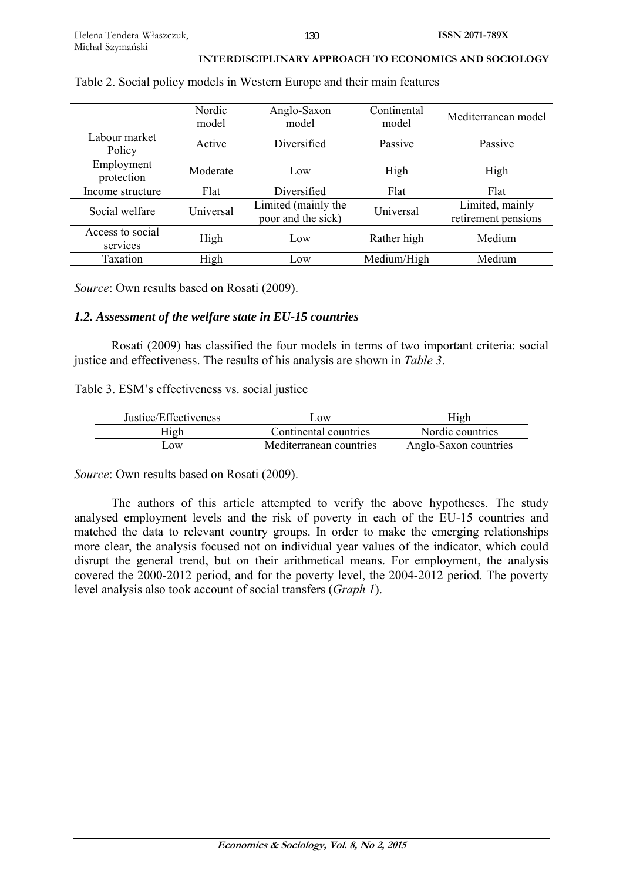Table 2. Social policy models in Western Europe and their main features

| | Nordic model | Anglo-Saxon model | Continental model | Mediterranean model |
|---|---|---|---|---|
| Labour market Policy | Active | Diversified | Passive | Passive |
| Employment protection | Moderate | Low | High | High |
| Income structure | Flat | Diversified | Flat | Flat |
| Social welfare | Universal | Limited (mainly the poor and the sick) | Universal | Limited, mainly retirement pensions |
| Access to social services | High | Low | Rather high | Medium |
| Taxation | High | Low | Medium/High | Medium |

*Source*: Own results based on Rosati (2009).

### *1.2. Assessment of the welfare state in EU-15 countries*

Rosati (2009) has classified the four models in terms of two important criteria: social justice and effectiveness. The results of his analysis are shown in *Table 3*.

Table 3. ESM's effectiveness vs. social justice

| Justice/Effectiveness | Low | High |
|---|---|---|
| High | Continental countries | Nordic countries |
| Low | Mediterranean countries | Anglo-Saxon countries |

*Source*: Own results based on Rosati (2009).

The authors of this article attempted to verify the above hypotheses. The study analysed employment levels and the risk of poverty in each of the EU-15 countries and matched the data to relevant country groups. In order to make the emerging relationships more clear, the analysis focused not on individual year values of the indicator, which could disrupt the general trend, but on their arithmetical means. For employment, the analysis covered the 2000-2012 period, and for the poverty level, the 2004-2012 period. The poverty level analysis also took account of social transfers (*Graph 1*).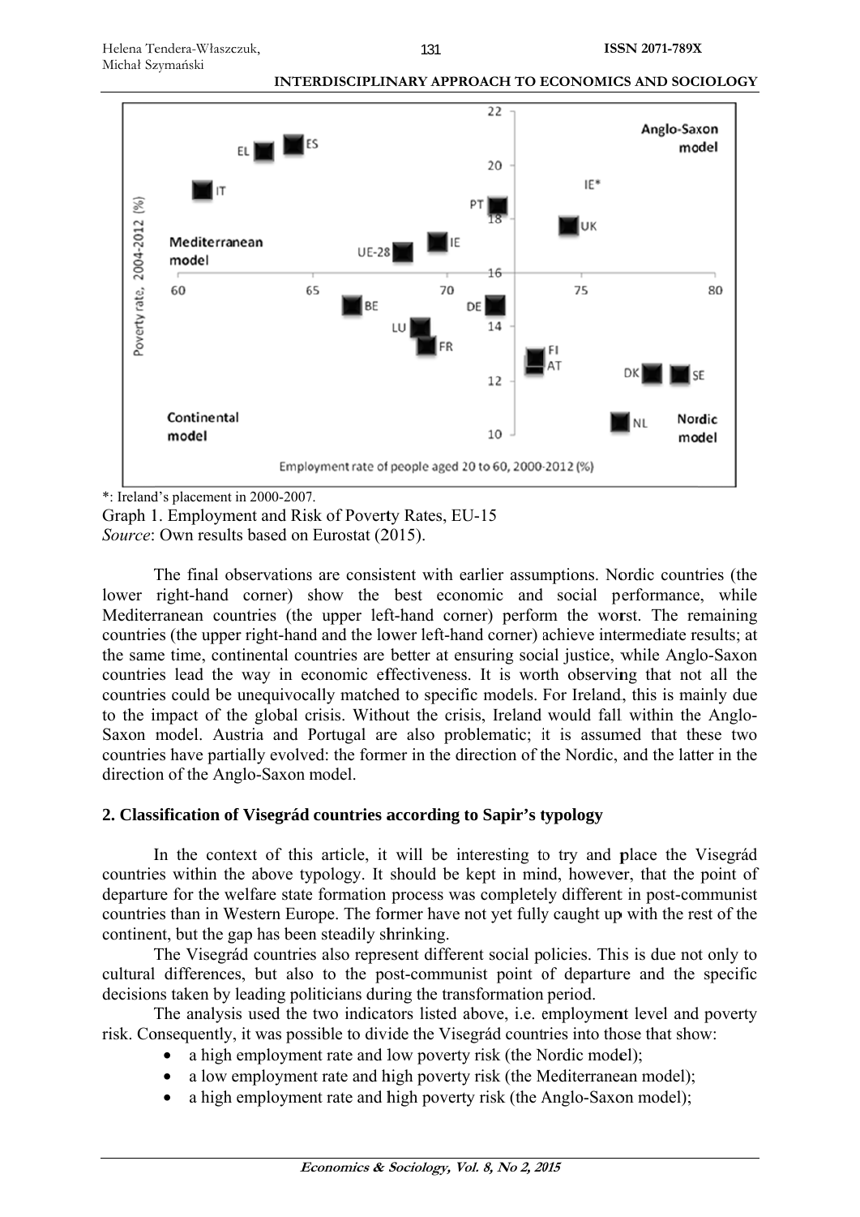*: Ireland's placement in 2000-2007.

Graph 1. Employment and Risk of Poverty Rates, EU-15

*Source*: Own results based on Eurostat (2015).

The final observations are consistent with earlier assumptions. Nordic countries (the lower right-hand corner) show the best economic and social performance, while Mediterranean countries (the upper left-hand corner) perform the worst. The remaining countries (the upper right-hand and the lower left-hand corner) achieve intermediate results; at the same time, continental countries are better at ensuring social justice, while Anglo-Saxon countries lead the way in economic effectiveness. It is worth observing that not all the countries could be unequivocally matched to specific models. For Ireland, this is mainly due to the impact of the global crisis. Without the crisis, Ireland would fall within the Anglo-Saxon model. Austria and Portugal are also problematic; it is assumed that these two countries have partially evolved: the former in the direction of the Nordic, and the latter in the direction of the Anglo-Saxon model.

## 2. Classification of Visegrád countries according to Sapir's typology

In the context of this article, it will be interesting to try and place the Visegrád countries within the above typology. It should be kept in mind, however, that the point of departure for the welfare state formation process was completely different in post-communist countries than in Western Europe. The former have not yet fully caught up with the rest of the continent, but the gap has been steadily shrinking.

The Visegrád countries also represent different social policies. This is due not only to cultural differences, but also to the post-communist point of departure and the specific decisions taken by leading politicians during the transformation period.

The analysis used the two indicators listed above, i.e. employment level and poverty risk. Consequently, it was possible to divide the Visegrád countries into those that show:

- a high employment rate and low poverty risk (the Nordic model);
- a low employment rate and high poverty risk (the Mediterranean model);
- a high employment rate and high poverty risk (the Anglo-Saxon model);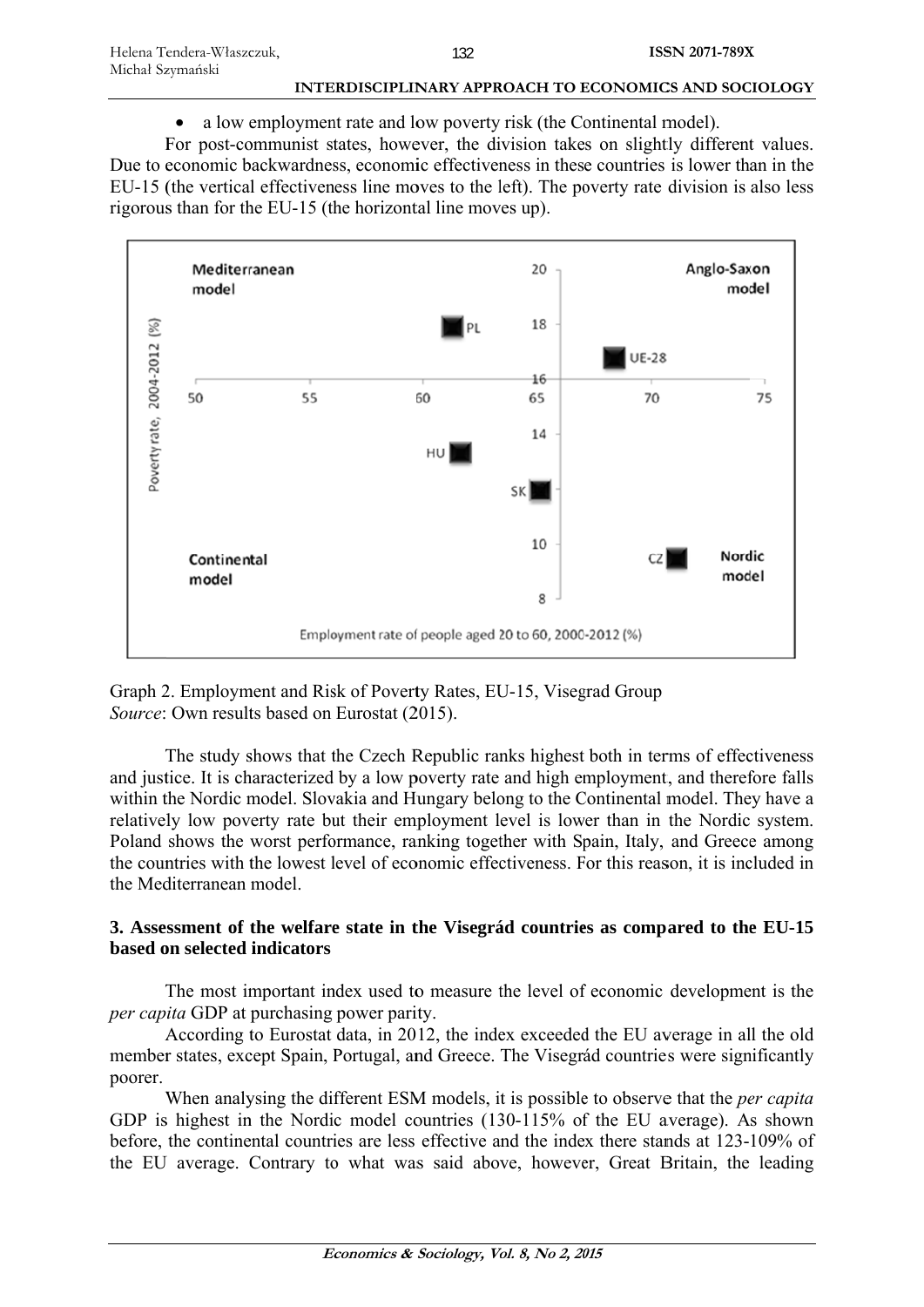- a low employment rate and low poverty risk (the Continental model).

For post-communist states, however, the division takes on slightly different values. Due to economic backwardness, economic effectiveness in these countries is lower than in the EU-15 (the vertical effectiveness line moves to the left). The poverty rate division is also less rigorous than for the EU-15 (the horizontal line moves up).

Graph 2. Employment and Risk of Poverty Rates, EU-15, Visegrad Group
*Source*: Own results based on Eurostat (2015).

The study shows that the Czech Republic ranks highest both in terms of effectiveness and justice. It is characterized by a low poverty rate and high employment, and therefore falls within the Nordic model. Slovakia and Hungary belong to the Continental model. They have a relatively low poverty rate but their employment level is lower than in the Nordic system. Poland shows the worst performance, ranking together with Spain, Italy, and Greece among the countries with the lowest level of economic effectiveness. For this reason, it is included in the Mediterranean model.

## 3. Assessment of the welfare state in the Visegrád countries as compared to the EU-15 based on selected indicators

The most important index used to measure the level of economic development is the *per capita* GDP at purchasing power parity.

According to Eurostat data, in 2012, the index exceeded the EU average in all the old member states, except Spain, Portugal, and Greece. The Visegrád countries were significantly poorer.

When analysing the different ESM models, it is possible to observe that the *per capita* GDP is highest in the Nordic model countries (130-115% of the EU average). As shown before, the continental countries are less effective and the index there stands at 123-109% of the EU average. Contrary to what was said above, however, Great Britain, the leading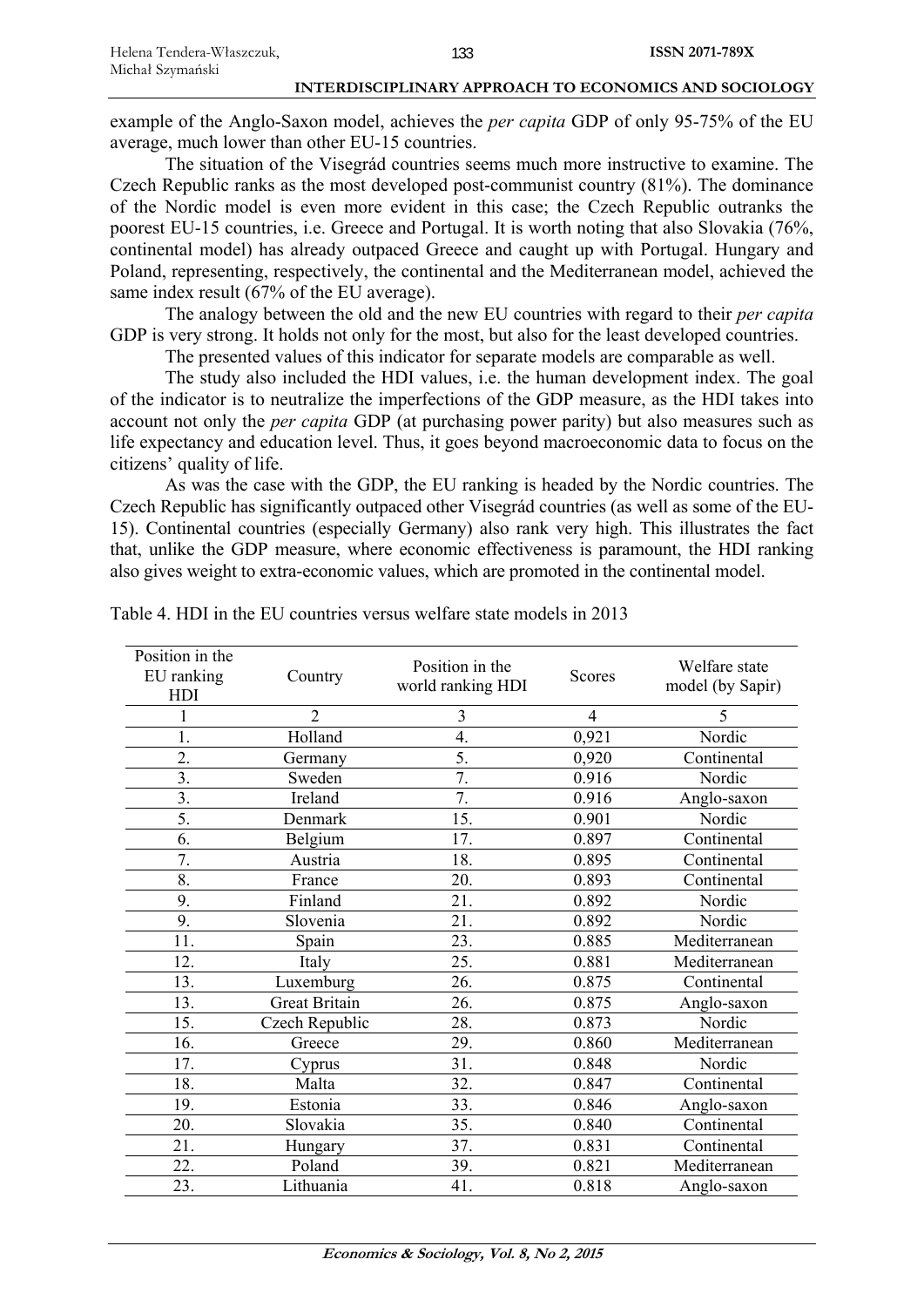example of the Anglo-Saxon model, achieves the *per capita* GDP of only 95-75% of the EU average, much lower than other EU-15 countries.

The situation of the Visegrád countries seems much more instructive to examine. The Czech Republic ranks as the most developed post-communist country (81%). The dominance of the Nordic model is even more evident in this case; the Czech Republic outranks the poorest EU-15 countries, i.e. Greece and Portugal. It is worth noting that also Slovakia (76%, continental model) has already outpaced Greece and caught up with Portugal. Hungary and Poland, representing, respectively, the continental and the Mediterranean model, achieved the same index result (67% of the EU average).

The analogy between the old and the new EU countries with regard to their *per capita* GDP is very strong. It holds not only for the most, but also for the least developed countries.

The presented values of this indicator for separate models are comparable as well.

The study also included the HDI values, i.e. the human development index. The goal of the indicator is to neutralize the imperfections of the GDP measure, as the HDI takes into account not only the *per capita* GDP (at purchasing power parity) but also measures such as life expectancy and education level. Thus, it goes beyond macroeconomic data to focus on the citizens' quality of life.

As was the case with the GDP, the EU ranking is headed by the Nordic countries. The Czech Republic has significantly outpaced other Visegrád countries (as well as some of the EU-15). Continental countries (especially Germany) also rank very high. This illustrates the fact that, unlike the GDP measure, where economic effectiveness is paramount, the HDI ranking also gives weight to extra-economic values, which are promoted in the continental model.

Table 4. HDI in the EU countries versus welfare state models in 2013

| Position in the EU ranking HDI | Country | Position in the world ranking HDI | Scores | Welfare state model (by Sapir) |
|---|---|---|---|---|
| 1 | 2 | 3 | 4 | 5 |
| 1. | Holland | 4. | 0,921 | Nordic |
| 2. | Germany | 5. | 0,920 | Continental |
| 3. | Sweden | 7. | 0.916 | Nordic |
| 3. | Ireland | 7. | 0.916 | Anglo-saxon |
| 5. | Denmark | 15. | 0.901 | Nordic |
| 6. | Belgium | 17. | 0.897 | Continental |
| 7. | Austria | 18. | 0.895 | Continental |
| 8. | France | 20. | 0.893 | Continental |
| 9. | Finland | 21. | 0.892 | Nordic |
| 9. | Slovenia | 21. | 0.892 | Nordic |
| 11. | Spain | 23. | 0.885 | Mediterranean |
| 12. | Italy | 25. | 0.881 | Mediterranean |
| 13. | Luxemburg | 26. | 0.875 | Continental |
| 13. | Great Britain | 26. | 0.875 | Anglo-saxon |
| 15. | Czech Republic | 28. | 0.873 | Nordic |
| 16. | Greece | 29. | 0.860 | Mediterranean |
| 17. | Cyprus | 31. | 0.848 | Nordic |
| 18. | Malta | 32. | 0.847 | Continental |
| 19. | Estonia | 33. | 0.846 | Anglo-saxon |
| 20. | Slovakia | 35. | 0.840 | Continental |
| 21. | Hungary | 37. | 0.831 | Continental |
| 22. | Poland | 39. | 0.821 | Mediterranean |
| 23. | Lithuania | 41. | 0.818 | Anglo-saxon |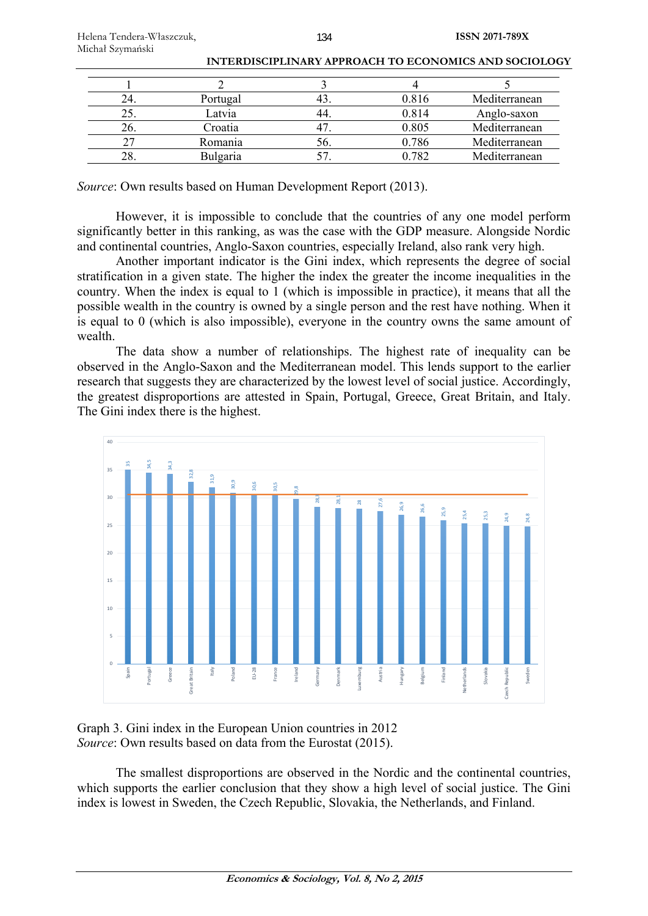| 1 | 2 | 3 | 4 | 5 |
|---|---|---|---|---|
| 24. | Portugal | 43. | 0.816 | Mediterranean |
| 25. | Latvia | 44. | 0.814 | Anglo-saxon |
| 26. | Croatia | 47. | 0.805 | Mediterranean |
| 27 | Romania | 56. | 0.786 | Mediterranean |
| 28. | Bulgaria | 57. | 0.782 | Mediterranean |

*Source*: Own results based on Human Development Report (2013).

However, it is impossible to conclude that the countries of any one model perform significantly better in this ranking, as was the case with the GDP measure. Alongside Nordic and continental countries, Anglo-Saxon countries, especially Ireland, also rank very high.

Another important indicator is the Gini index, which represents the degree of social stratification in a given state. The higher the index the greater the income inequalities in the country. When the index is equal to 1 (which is impossible in practice), it means that all the possible wealth in the country is owned by a single person and the rest have nothing. When it is equal to 0 (which is also impossible), everyone in the country owns the same amount of wealth.

The data show a number of relationships. The highest rate of inequality can be observed in the Anglo-Saxon and the Mediterranean model. This lends support to the earlier research that suggests they are characterized by the lowest level of social justice. Accordingly, the greatest disproportions are attested in Spain, Portugal, Greece, Great Britain, and Italy. The Gini index there is the highest.

Graph 3. Gini index in the European Union countries in 2012
*Source*: Own results based on data from the Eurostat (2015).

The smallest disproportions are observed in the Nordic and the continental countries, which supports the earlier conclusion that they show a high level of social justice. The Gini index is lowest in Sweden, the Czech Republic, Slovakia, the Netherlands, and Finland.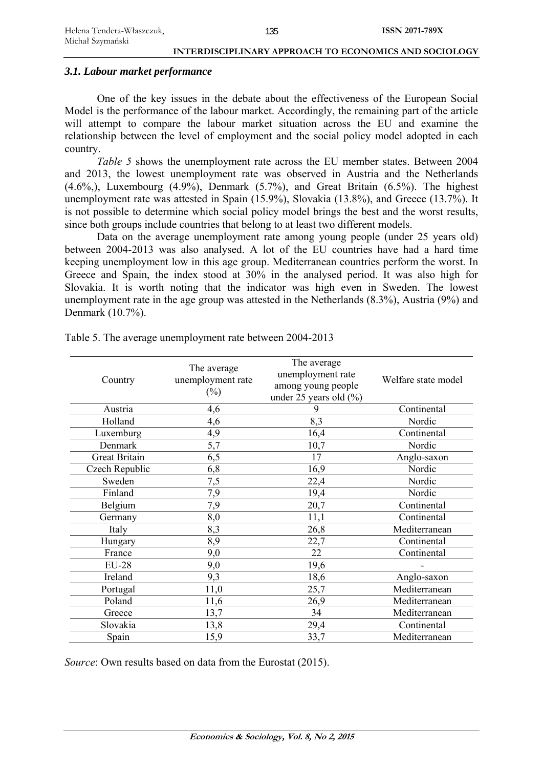### *3.1. Labour market performance*

One of the key issues in the debate about the effectiveness of the European Social Model is the performance of the labour market. Accordingly, the remaining part of the article will attempt to compare the labour market situation across the EU and examine the relationship between the level of employment and the social policy model adopted in each country.

*Table 5* shows the unemployment rate across the EU member states. Between 2004 and 2013, the lowest unemployment rate was observed in Austria and the Netherlands (4.6%,), Luxembourg (4.9%), Denmark (5.7%), and Great Britain (6.5%). The highest unemployment rate was attested in Spain (15.9%), Slovakia (13.8%), and Greece (13.7%). It is not possible to determine which social policy model brings the best and the worst results, since both groups include countries that belong to at least two different models.

Data on the average unemployment rate among young people (under 25 years old) between 2004-2013 was also analysed. A lot of the EU countries have had a hard time keeping unemployment low in this age group. Mediterranean countries perform the worst. In Greece and Spain, the index stood at 30% in the analysed period. It was also high for Slovakia. It is worth noting that the indicator was high even in Sweden. The lowest unemployment rate in the age group was attested in the Netherlands (8.3%), Austria (9%) and Denmark (10.7%).

Table 5. The average unemployment rate between 2004-2013

| Country | The average unemployment rate (%) | The average unemployment rate among young people under 25 years old (%) | Welfare state model |
|---|---|---|---|
| Austria | 4,6 | 9 | Continental |
| Holland | 4,6 | 8,3 | Nordic |
| Luxemburg | 4,9 | 16,4 | Continental |
| Denmark | 5,7 | 10,7 | Nordic |
| Great Britain | 6,5 | 17 | Anglo-saxon |
| Czech Republic | 6,8 | 16,9 | Nordic |
| Sweden | 7,5 | 22,4 | Nordic |
| Finland | 7,9 | 19,4 | Nordic |
| Belgium | 7,9 | 20,7 | Continental |
| Germany | 8,0 | 11,1 | Continental |
| Italy | 8,3 | 26,8 | Mediterranean |
| Hungary | 8,9 | 22,7 | Continental |
| France | 9,0 | 22 | Continental |
| EU-28 | 9,0 | 19,6 | - |
| Ireland | 9,3 | 18,6 | Anglo-saxon |
| Portugal | 11,0 | 25,7 | Mediterranean |
| Poland | 11,6 | 26,9 | Mediterranean |
| Greece | 13,7 | 34 | Mediterranean |
| Slovakia | 13,8 | 29,4 | Continental |
| Spain | 15,9 | 33,7 | Mediterranean |

*Source*: Own results based on data from the Eurostat (2015).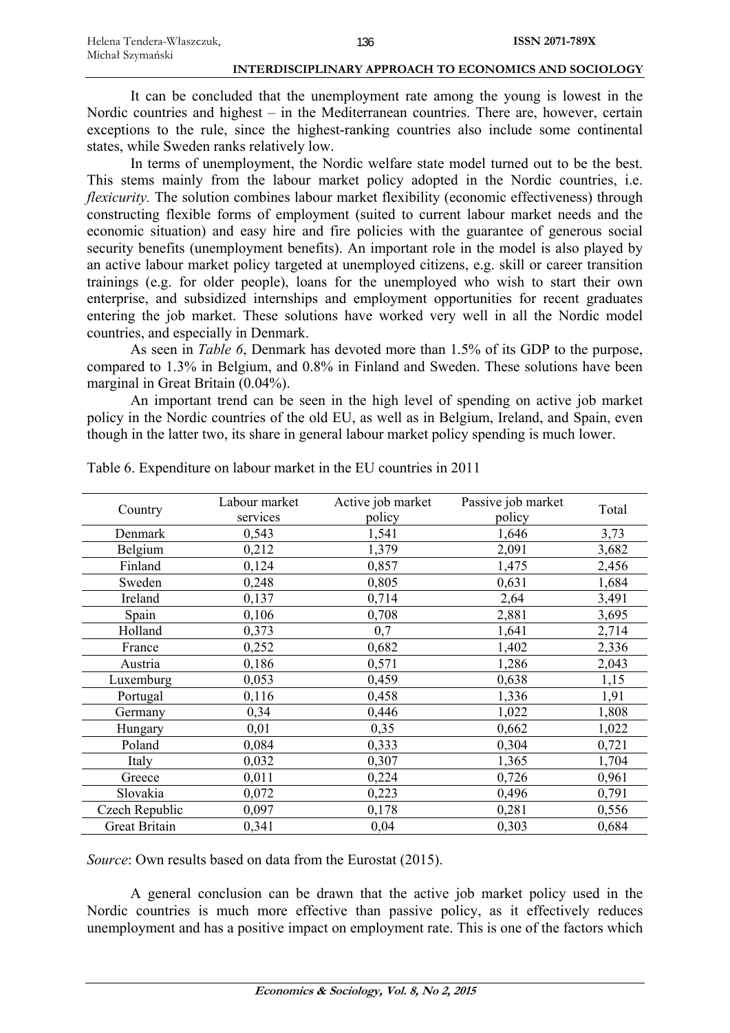It can be concluded that the unemployment rate among the young is lowest in the Nordic countries and highest – in the Mediterranean countries. There are, however, certain exceptions to the rule, since the highest-ranking countries also include some continental states, while Sweden ranks relatively low.

In terms of unemployment, the Nordic welfare state model turned out to be the best. This stems mainly from the labour market policy adopted in the Nordic countries, i.e. *flexicurity.* The solution combines labour market flexibility (economic effectiveness) through constructing flexible forms of employment (suited to current labour market needs and the economic situation) and easy hire and fire policies with the guarantee of generous social security benefits (unemployment benefits). An important role in the model is also played by an active labour market policy targeted at unemployed citizens, e.g. skill or career transition trainings (e.g. for older people), loans for the unemployed who wish to start their own enterprise, and subsidized internships and employment opportunities for recent graduates entering the job market. These solutions have worked very well in all the Nordic model countries, and especially in Denmark.

As seen in *Table 6*, Denmark has devoted more than 1.5% of its GDP to the purpose, compared to 1.3% in Belgium, and 0.8% in Finland and Sweden. These solutions have been marginal in Great Britain (0.04%).

An important trend can be seen in the high level of spending on active job market policy in the Nordic countries of the old EU, as well as in Belgium, Ireland, and Spain, even though in the latter two, its share in general labour market policy spending is much lower.

Table 6. Expenditure on labour market in the EU countries in 2011

| Country | Labour market services | Active job market policy | Passive job market policy | Total |
|---|---|---|---|---|
| Denmark | 0,543 | 1,541 | 1,646 | 3,73 |
| Belgium | 0,212 | 1,379 | 2,091 | 3,682 |
| Finland | 0,124 | 0,857 | 1,475 | 2,456 |
| Sweden | 0,248 | 0,805 | 0,631 | 1,684 |
| Ireland | 0,137 | 0,714 | 2,64 | 3,491 |
| Spain | 0,106 | 0,708 | 2,881 | 3,695 |
| Holland | 0,373 | 0,7 | 1,641 | 2,714 |
| France | 0,252 | 0,682 | 1,402 | 2,336 |
| Austria | 0,186 | 0,571 | 1,286 | 2,043 |
| Luxemburg | 0,053 | 0,459 | 0,638 | 1,15 |
| Portugal | 0,116 | 0,458 | 1,336 | 1,91 |
| Germany | 0,34 | 0,446 | 1,022 | 1,808 |
| Hungary | 0,01 | 0,35 | 0,662 | 1,022 |
| Poland | 0,084 | 0,333 | 0,304 | 0,721 |
| Italy | 0,032 | 0,307 | 1,365 | 1,704 |
| Greece | 0,011 | 0,224 | 0,726 | 0,961 |
| Slovakia | 0,072 | 0,223 | 0,496 | 0,791 |
| Czech Republic | 0,097 | 0,178 | 0,281 | 0,556 |
| Great Britain | 0,341 | 0,04 | 0,303 | 0,684 |

*Source*: Own results based on data from the Eurostat (2015).

A general conclusion can be drawn that the active job market policy used in the Nordic countries is much more effective than passive policy, as it effectively reduces unemployment and has a positive impact on employment rate. This is one of the factors which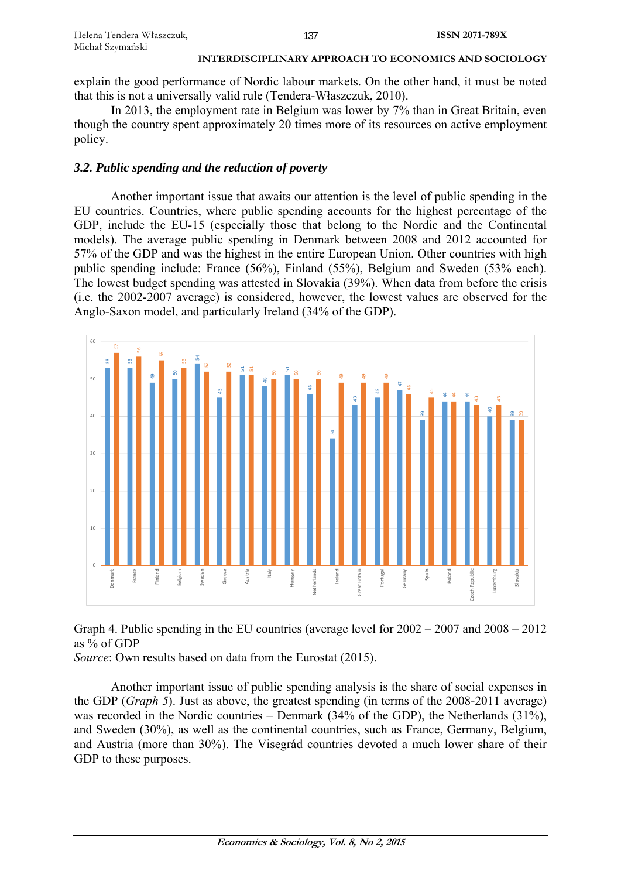explain the good performance of Nordic labour markets. On the other hand, it must be noted that this is not a universally valid rule (Tendera-Właszczuk, 2010).

In 2013, the employment rate in Belgium was lower by 7% than in Great Britain, even though the country spent approximately 20 times more of its resources on active employment policy.

### *3.2. Public spending and the reduction of poverty*

Another important issue that awaits our attention is the level of public spending in the EU countries. Countries, where public spending accounts for the highest percentage of the GDP, include the EU-15 (especially those that belong to the Nordic and the Continental models). The average public spending in Denmark between 2008 and 2012 accounted for 57% of the GDP and was the highest in the entire European Union. Other countries with high public spending include: France (56%), Finland (55%), Belgium and Sweden (53% each). The lowest budget spending was attested in Slovakia (39%). When data from before the crisis (i.e. the 2002-2007 average) is considered, however, the lowest values are observed for the Anglo-Saxon model, and particularly Ireland (34% of the GDP).

| Country | 2002–2007 | 2008–2012 |
|---|---|---|
| Denmark | 53 | 57 |
| France | 53 | 56 |
| Finland | 49 | 55 |
| Belgium | 50 | 53 |
| Sweden | 54 | 52 |
| Greece | 45 | 52 |
| Austria | 51 | 51 |
| Italy | 48 | 50 |
| Hungary | 51 | 50 |
| Netherlands | 46 | 50 |
| Ireland | 34 | 49 |
| Great Britain | 43 | 49 |
| Portugal | 45 | 49 |
| Germany | 47 | 46 |
| Spain | 39 | 45 |
| Poland | 44 | 44 |
| Czech Republic | 44 | 43 |
| Luxemburg | 40 | 43 |
| Slovakia | 39 | 39 |

Graph 4. Public spending in the EU countries (average level for 2002 – 2007 and 2008 – 2012 as % of GDP

*Source*: Own results based on data from the Eurostat (2015).

Another important issue of public spending analysis is the share of social expenses in the GDP (*Graph 5*). Just as above, the greatest spending (in terms of the 2008-2011 average) was recorded in the Nordic countries – Denmark (34% of the GDP), the Netherlands (31%), and Sweden (30%), as well as the continental countries, such as France, Germany, Belgium, and Austria (more than 30%). The Visegrád countries devoted a much lower share of their GDP to these purposes.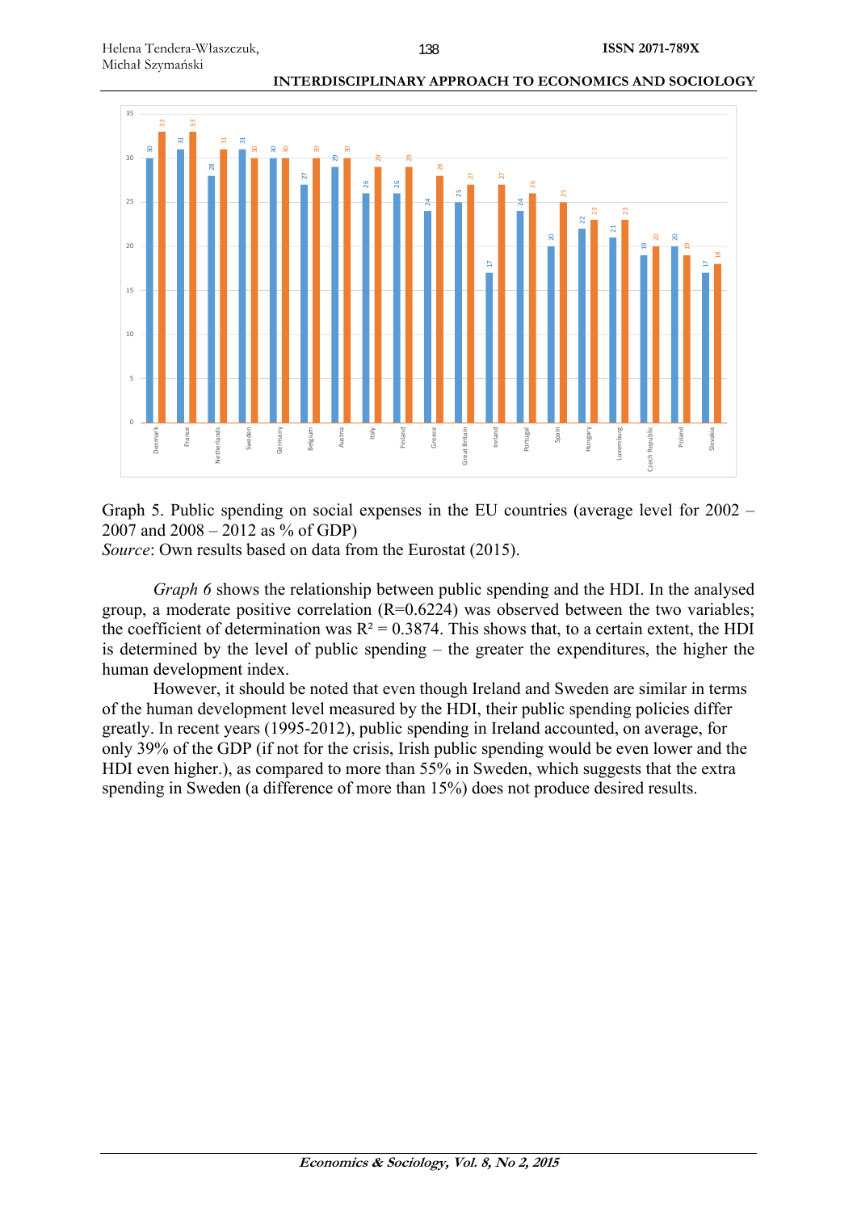Graph 5. Public spending on social expenses in the EU countries (average level for 2002 – 2007 and 2008 – 2012 as % of GDP)

*Source*: Own results based on data from the Eurostat (2015).

*Graph 6* shows the relationship between public spending and the HDI. In the analysed group, a moderate positive correlation (R=0.6224) was observed between the two variables; the coefficient of determination was $R^2 = 0.3874$. This shows that, to a certain extent, the HDI is determined by the level of public spending – the greater the expenditures, the higher the human development index.

However, it should be noted that even though Ireland and Sweden are similar in terms of the human development level measured by the HDI, their public spending policies differ greatly. In recent years (1995-2012), public spending in Ireland accounted, on average, for only 39% of the GDP (if not for the crisis, Irish public spending would be even lower and the HDI even higher.), as compared to more than 55% in Sweden, which suggests that the extra spending in Sweden (a difference of more than 15%) does not produce desired results.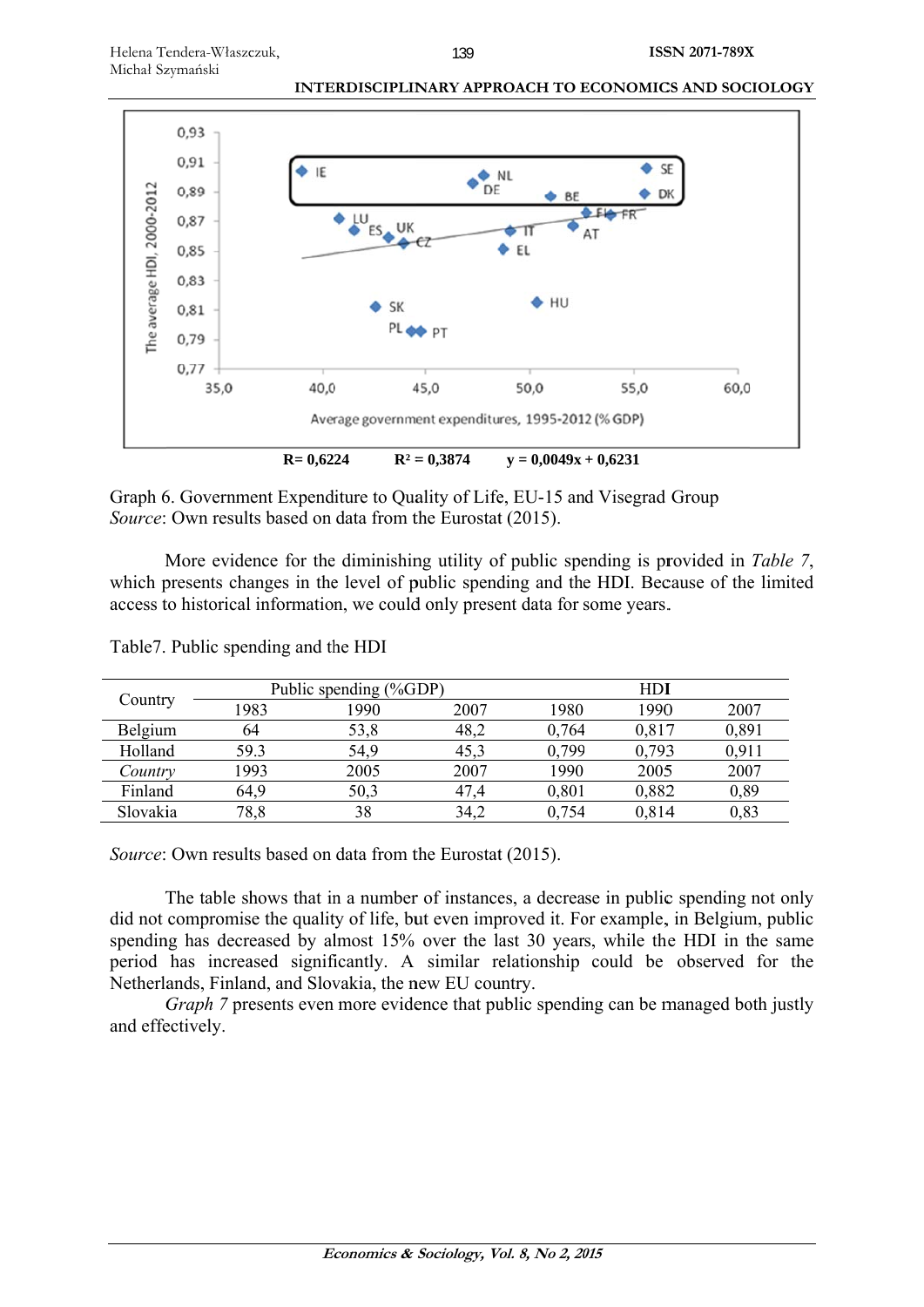R= 0,6224 $R^2$ = 0,3874 y = 0,0049x + 0,6231

Graph 6. Government Expenditure to Quality of Life, EU-15 and Visegrad Group
*Source*: Own results based on data from the Eurostat (2015).

More evidence for the diminishing utility of public spending is provided in *Table 7*, which presents changes in the level of public spending and the HDI. Because of the limited access to historical information, we could only present data for some years.

Table7. Public spending and the HDI

| Country | Public spending (%GDP) | | | HDI | | |
|---|---|---|---|---|---|---|
| | 1983 | 1990 | 2007 | 1980 | 1990 | 2007 |
| Belgium | 64 | 53,8 | 48,2 | 0,764 | 0,817 | 0,891 |
| Holland | 59.3 | 54,9 | 45,3 | 0,799 | 0,793 | 0,911 |
| *Country* | 1993 | 2005 | 2007 | 1990 | 2005 | 2007 |
| Finland | 64,9 | 50,3 | 47,4 | 0,801 | 0,882 | 0,89 |
| Slovakia | 78,8 | 38 | 34,2 | 0,754 | 0,814 | 0,83 |

*Source*: Own results based on data from the Eurostat (2015).

The table shows that in a number of instances, a decrease in public spending not only did not compromise the quality of life, but even improved it. For example, in Belgium, public spending has decreased by almost 15% over the last 30 years, while the HDI in the same period has increased significantly. A similar relationship could be observed for the Netherlands, Finland, and Slovakia, the new EU country.

*Graph 7* presents even more evidence that public spending can be managed both justly and effectively.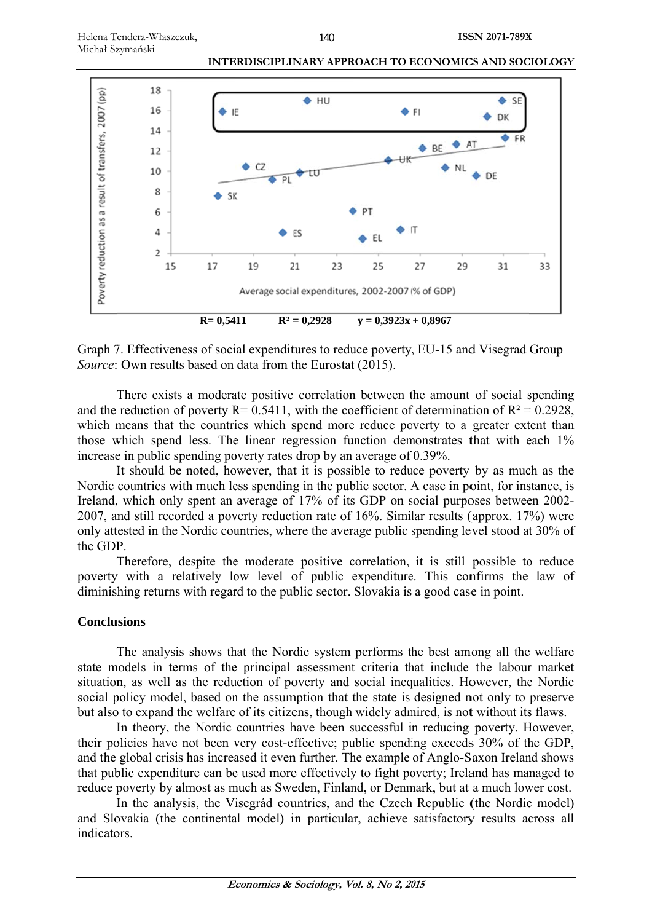$R = 0{,}5411$  $R^2 = 0{,}2928$  $y = 0{,}3923x + 0{,}8967$

Graph 7. Effectiveness of social expenditures to reduce poverty, EU-15 and Visegrad Group
*Source*: Own results based on data from the Eurostat (2015).

There exists a moderate positive correlation between the amount of social spending and the reduction of poverty $R = 0.5411$, with the coefficient of determination of $R^2 = 0.2928$, which means that the countries which spend more reduce poverty to a greater extent than those which spend less. The linear regression function demonstrates that with each 1% increase in public spending poverty rates drop by an average of 0.39%.

It should be noted, however, that it is possible to reduce poverty by as much as the Nordic countries with much less spending in the public sector. A case in point, for instance, is Ireland, which only spent an average of 17% of its GDP on social purposes between 2002-2007, and still recorded a poverty reduction rate of 16%. Similar results (approx. 17%) were only attested in the Nordic countries, where the average public spending level stood at 30% of the GDP.

Therefore, despite the moderate positive correlation, it is still possible to reduce poverty with a relatively low level of public expenditure. This confirms the law of diminishing returns with regard to the public sector. Slovakia is a good case in point.

## Conclusions

The analysis shows that the Nordic system performs the best among all the welfare state models in terms of the principal assessment criteria that include the labour market situation, as well as the reduction of poverty and social inequalities. However, the Nordic social policy model, based on the assumption that the state is designed not only to preserve but also to expand the welfare of its citizens, though widely admired, is not without its flaws.

In theory, the Nordic countries have been successful in reducing poverty. However, their policies have not been very cost-effective; public spending exceeds 30% of the GDP, and the global crisis has increased it even further. The example of Anglo-Saxon Ireland shows that public expenditure can be used more effectively to fight poverty; Ireland has managed to reduce poverty by almost as much as Sweden, Finland, or Denmark, but at a much lower cost.

In the analysis, the Visegrád countries, and the Czech Republic (the Nordic model) and Slovakia (the continental model) in particular, achieve satisfactory results across all indicators.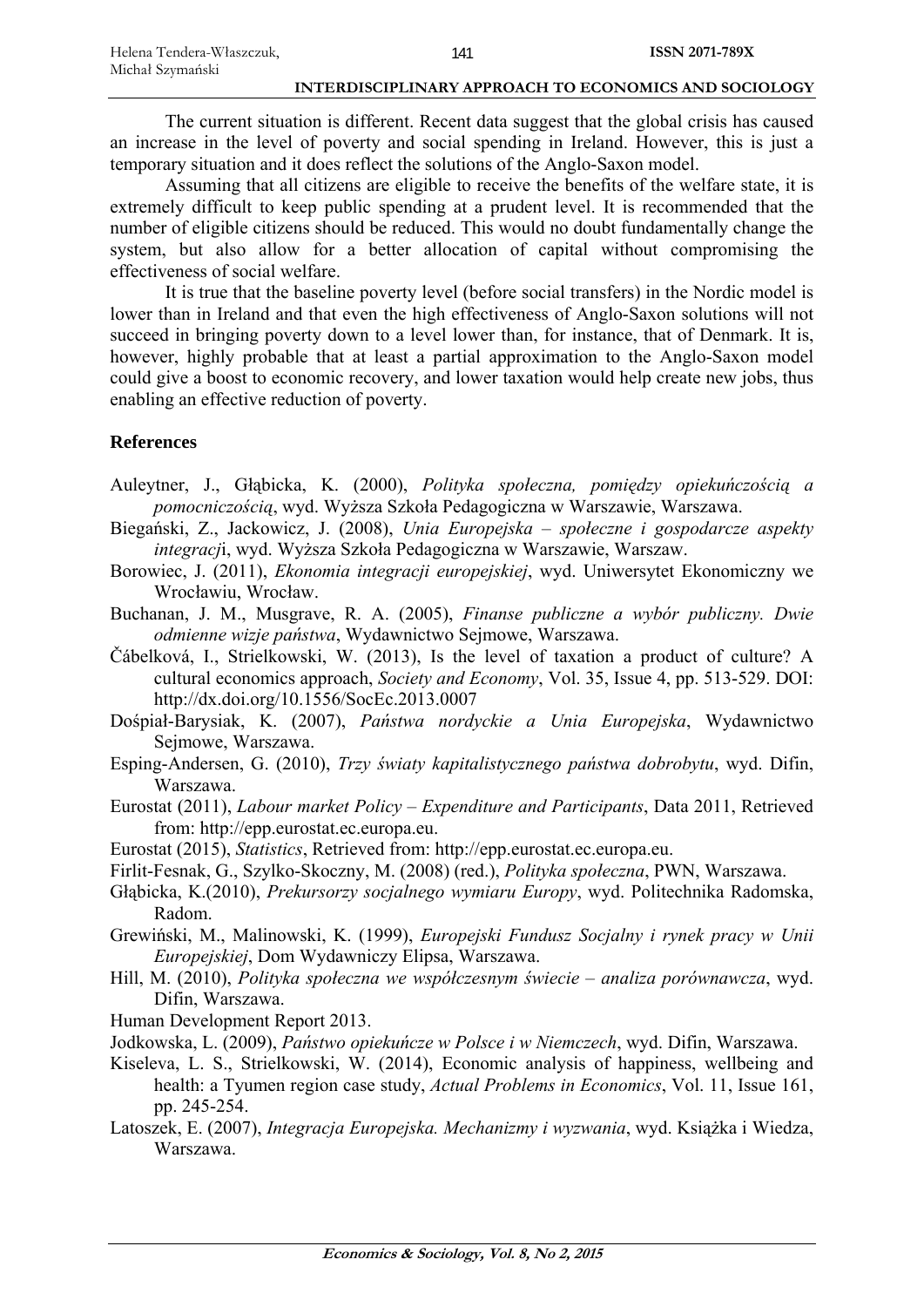The current situation is different. Recent data suggest that the global crisis has caused an increase in the level of poverty and social spending in Ireland. However, this is just a temporary situation and it does reflect the solutions of the Anglo-Saxon model.

Assuming that all citizens are eligible to receive the benefits of the welfare state, it is extremely difficult to keep public spending at a prudent level. It is recommended that the number of eligible citizens should be reduced. This would no doubt fundamentally change the system, but also allow for a better allocation of capital without compromising the effectiveness of social welfare.

It is true that the baseline poverty level (before social transfers) in the Nordic model is lower than in Ireland and that even the high effectiveness of Anglo-Saxon solutions will not succeed in bringing poverty down to a level lower than, for instance, that of Denmark. It is, however, highly probable that at least a partial approximation to the Anglo-Saxon model could give a boost to economic recovery, and lower taxation would help create new jobs, thus enabling an effective reduction of poverty.

## References

Auleytner, J., Głąbicka, K. (2000), *Polityka społeczna, pomiędzy opiekuńczością a pomocniczością*, wyd. Wyższa Szkoła Pedagogiczna w Warszawie, Warszawa.

Biegański, Z., Jackowicz, J. (2008), *Unia Europejska – społeczne i gospodarcze aspekty integracj*i, wyd. Wyższa Szkoła Pedagogiczna w Warszawie, Warszaw.

Borowiec, J. (2011), *Ekonomia integracji europejskiej*, wyd. Uniwersytet Ekonomiczny we Wrocławiu, Wrocław.

Buchanan, J. M., Musgrave, R. A. (2005), *Finanse publiczne a wybór publiczny. Dwie odmienne wizje państwa*, Wydawnictwo Sejmowe, Warszawa.

Čábelková, I., Strielkowski, W. (2013), Is the level of taxation a product of culture? A cultural economics approach, *Society and Economy*, Vol. 35, Issue 4, pp. 513-529. DOI: http://dx.doi.org/10.1556/SocEc.2013.0007

Dośpiał-Barysiak, K. (2007), *Państwa nordyckie a Unia Europejska*, Wydawnictwo Sejmowe, Warszawa.

Esping-Andersen, G. (2010), *Trzy światy kapitalistycznego państwa dobrobytu*, wyd. Difin, Warszawa.

Eurostat (2011), *Labour market Policy – Expenditure and Participants*, Data 2011, Retrieved from: http://epp.eurostat.ec.europa.eu.

Eurostat (2015), *Statistics*, Retrieved from: http://epp.eurostat.ec.europa.eu.

Firlit-Fesnak, G., Szylko-Skoczny, M. (2008) (red.), *Polityka społeczna*, PWN, Warszawa.

Głąbicka, K.(2010), *Prekursorzy socjalnego wymiaru Europy*, wyd. Politechnika Radomska, Radom.

Grewiński, M., Malinowski, K. (1999), *Europejski Fundusz Socjalny i rynek pracy w Unii Europejskiej*, Dom Wydawniczy Elipsa, Warszawa.

Hill, M. (2010), *Polityka społeczna we współczesnym świecie – analiza porównawcza*, wyd. Difin, Warszawa.

Human Development Report 2013.

Jodkowska, L. (2009), *Państwo opiekuńcze w Polsce i w Niemczech*, wyd. Difin, Warszawa.

Kiseleva, L. S., Strielkowski, W. (2014), Economic analysis of happiness, wellbeing and health: a Tyumen region case study, *Actual Problems in Economics*, Vol. 11, Issue 161, pp. 245-254.

Latoszek, E. (2007), *Integracja Europejska. Mechanizmy i wyzwania*, wyd. Książka i Wiedza, Warszawa.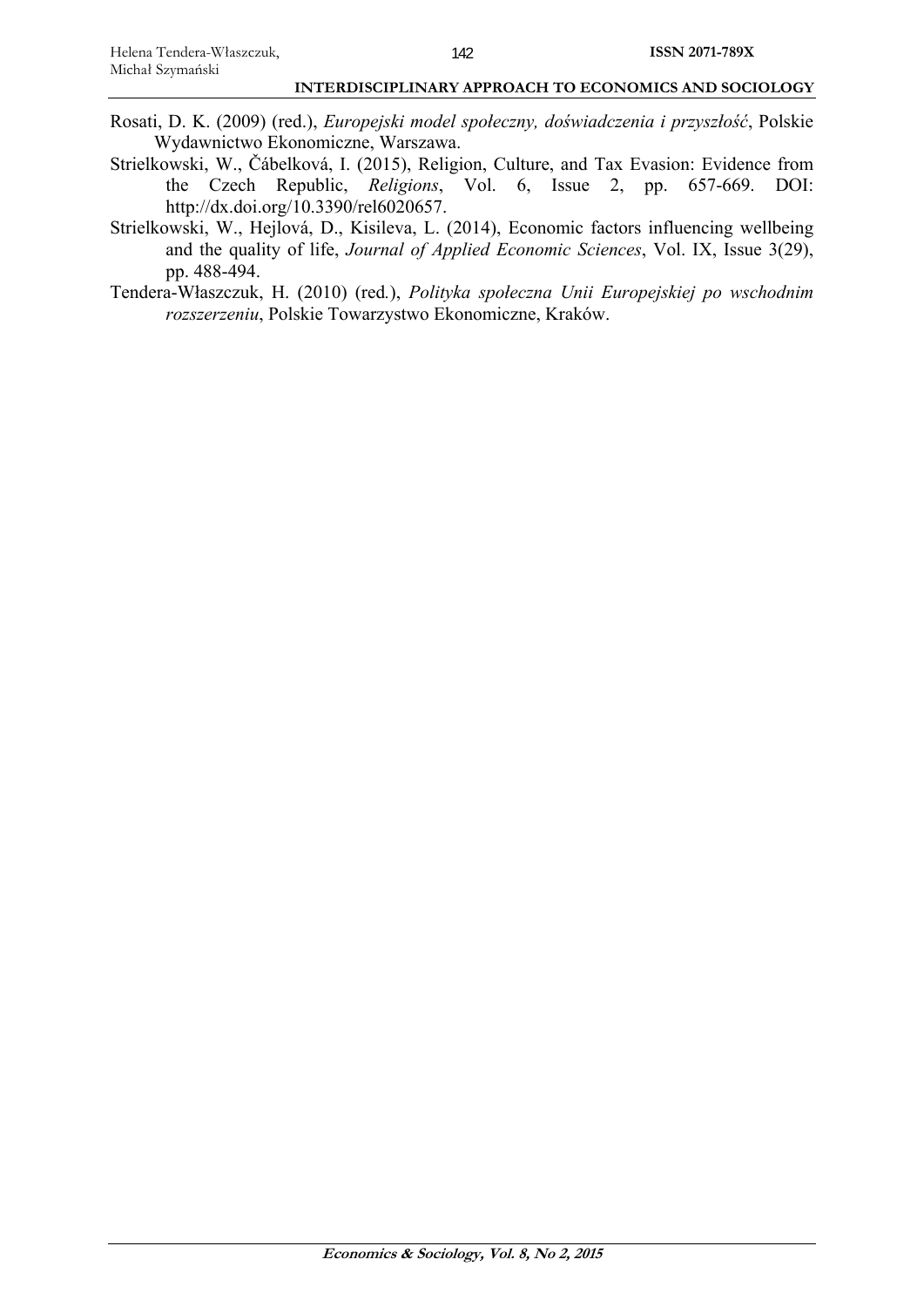Rosati, D. K. (2009) (red.), *Europejski model społeczny, doświadczenia i przyszłość*, Polskie Wydawnictwo Ekonomiczne, Warszawa.

Strielkowski, W., Čábelková, I. (2015), Religion, Culture, and Tax Evasion: Evidence from the Czech Republic, *Religions*, Vol. 6, Issue 2, pp. 657-669. DOI: http://dx.doi.org/10.3390/rel6020657.

Strielkowski, W., Hejlová, D., Kisileva, L. (2014), Economic factors influencing wellbeing and the quality of life, *Journal of Applied Economic Sciences*, Vol. IX, Issue 3(29), pp. 488-494.

Tendera-Właszczuk, H. (2010) (red.), *Polityka społeczna Unii Europejskiej po wschodnim rozszerzeniu*, Polskie Towarzystwo Ekonomiczne, Kraków.